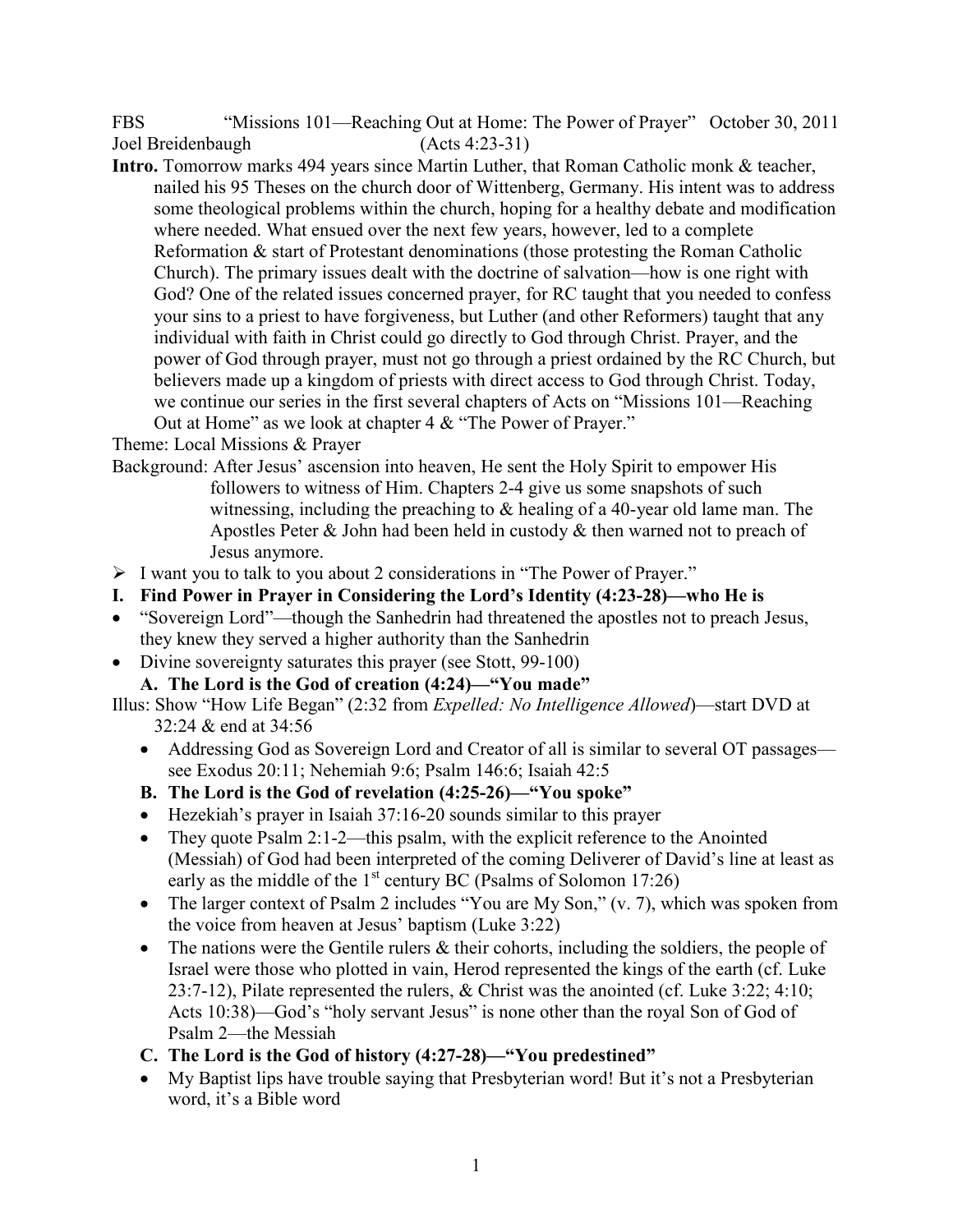FBS "Missions 101—Reaching Out at Home: The Power of Prayer" October 30, 2011
Joel Breidenbaugh (Acts 4:23-31)

**Intro.** Tomorrow marks 494 years since Martin Luther, that Roman Catholic monk & teacher, nailed his 95 Theses on the church door of Wittenberg, Germany. His intent was to address some theological problems within the church, hoping for a healthy debate and modification where needed. What ensued over the next few years, however, led to a complete Reformation & start of Protestant denominations (those protesting the Roman Catholic Church). The primary issues dealt with the doctrine of salvation—how is one right with God? One of the related issues concerned prayer, for RC taught that you needed to confess your sins to a priest to have forgiveness, but Luther (and other Reformers) taught that any individual with faith in Christ could go directly to God through Christ. Prayer, and the power of God through prayer, must not go through a priest ordained by the RC Church, but believers made up a kingdom of priests with direct access to God through Christ. Today, we continue our series in the first several chapters of Acts on "Missions 101—Reaching Out at Home" as we look at chapter 4 & "The Power of Prayer."

Theme: Local Missions & Prayer

Background: After Jesus' ascension into heaven, He sent the Holy Spirit to empower His followers to witness of Him. Chapters 2-4 give us some snapshots of such witnessing, including the preaching to & healing of a 40-year old lame man. The Apostles Peter & John had been held in custody & then warned not to preach of Jesus anymore.

- I want you to talk to you about 2 considerations in "The Power of Prayer."

## I. Find Power in Prayer in Considering the Lord's Identity (4:23-28)—who He is

- "Sovereign Lord"—though the Sanhedrin had threatened the apostles not to preach Jesus, they knew they served a higher authority than the Sanhedrin
- Divine sovereignty saturates this prayer (see Stott, 99-100)

### A. The Lord is the God of creation (4:24)—"You made"

Illus: Show "How Life Began" (2:32 from *Expelled: No Intelligence Allowed*)—start DVD at 32:24 & end at 34:56

- Addressing God as Sovereign Lord and Creator of all is similar to several OT passages—see Exodus 20:11; Nehemiah 9:6; Psalm 146:6; Isaiah 42:5

### B. The Lord is the God of revelation (4:25-26)—"You spoke"

- Hezekiah's prayer in Isaiah 37:16-20 sounds similar to this prayer
- They quote Psalm 2:1-2—this psalm, with the explicit reference to the Anointed (Messiah) of God had been interpreted of the coming Deliverer of David's line at least as early as the middle of the 1st century BC (Psalms of Solomon 17:26)
- The larger context of Psalm 2 includes "You are My Son," (v. 7), which was spoken from the voice from heaven at Jesus' baptism (Luke 3:22)
- The nations were the Gentile rulers & their cohorts, including the soldiers, the people of Israel were those who plotted in vain, Herod represented the kings of the earth (cf. Luke 23:7-12), Pilate represented the rulers, & Christ was the anointed (cf. Luke 3:22; 4:10; Acts 10:38)—God's "holy servant Jesus" is none other than the royal Son of God of Psalm 2—the Messiah

### C. The Lord is the God of history (4:27-28)—"You predestined"

- My Baptist lips have trouble saying that Presbyterian word! But it's not a Presbyterian word, it's a Bible word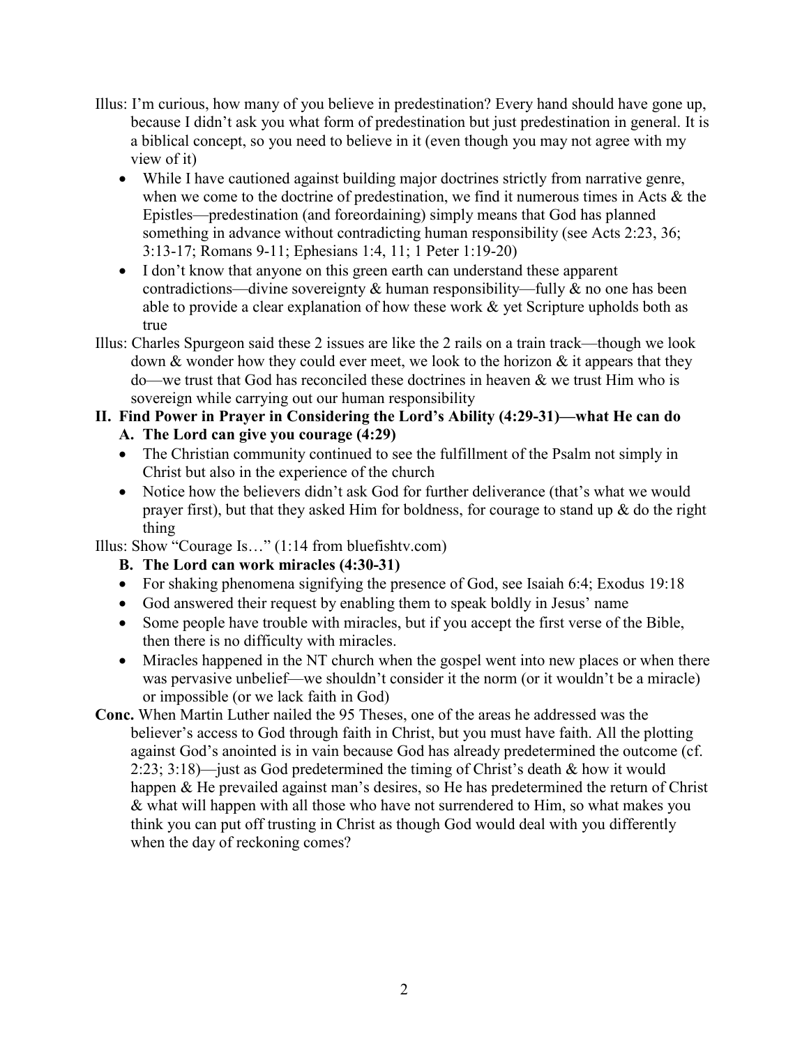Illus: I'm curious, how many of you believe in predestination? Every hand should have gone up, because I didn't ask you what form of predestination but just predestination in general. It is a biblical concept, so you need to believe in it (even though you may not agree with my view of it)

- While I have cautioned against building major doctrines strictly from narrative genre, when we come to the doctrine of predestination, we find it numerous times in Acts & the Epistles—predestination (and foreordaining) simply means that God has planned something in advance without contradicting human responsibility (see Acts 2:23, 36; 3:13-17; Romans 9-11; Ephesians 1:4, 11; 1 Peter 1:19-20)
- I don't know that anyone on this green earth can understand these apparent contradictions—divine sovereignty & human responsibility—fully & no one has been able to provide a clear explanation of how these work & yet Scripture upholds both as true

Illus: Charles Spurgeon said these 2 issues are like the 2 rails on a train track—though we look down & wonder how they could ever meet, we look to the horizon & it appears that they do—we trust that God has reconciled these doctrines in heaven & we trust Him who is sovereign while carrying out our human responsibility

**II. Find Power in Prayer in Considering the Lord's Ability (4:29-31)—what He can do**

**A. The Lord can give you courage (4:29)**

- The Christian community continued to see the fulfillment of the Psalm not simply in Christ but also in the experience of the church
- Notice how the believers didn't ask God for further deliverance (that's what we would prayer first), but that they asked Him for boldness, for courage to stand up & do the right thing

Illus: Show "Courage Is…" (1:14 from bluefishtv.com)

**B. The Lord can work miracles (4:30-31)**

- For shaking phenomena signifying the presence of God, see Isaiah 6:4; Exodus 19:18
- God answered their request by enabling them to speak boldly in Jesus' name
- Some people have trouble with miracles, but if you accept the first verse of the Bible, then there is no difficulty with miracles.
- Miracles happened in the NT church when the gospel went into new places or when there was pervasive unbelief—we shouldn't consider it the norm (or it wouldn't be a miracle) or impossible (or we lack faith in God)

**Conc.** When Martin Luther nailed the 95 Theses, one of the areas he addressed was the believer's access to God through faith in Christ, but you must have faith. All the plotting against God's anointed is in vain because God has already predetermined the outcome (cf. 2:23; 3:18)—just as God predetermined the timing of Christ's death & how it would happen & He prevailed against man's desires, so He has predetermined the return of Christ & what will happen with all those who have not surrendered to Him, so what makes you think you can put off trusting in Christ as though God would deal with you differently when the day of reckoning comes?